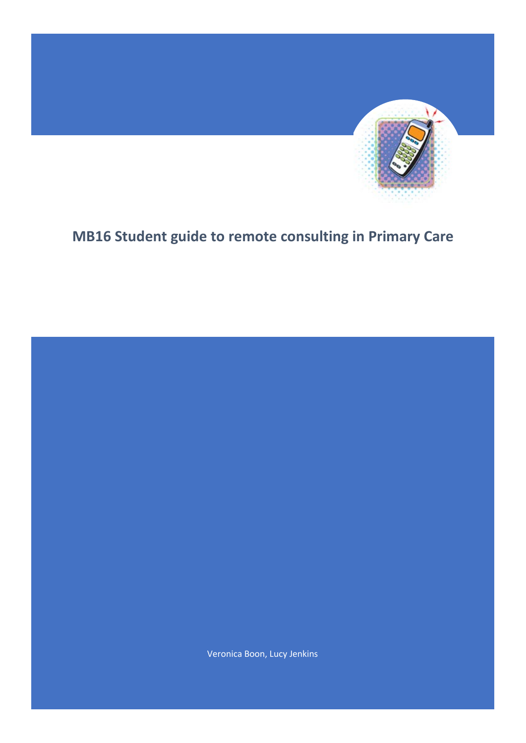# MB16 Student guide to remote consulting in Primary Care

Veronica Boon, Lucy Jenkins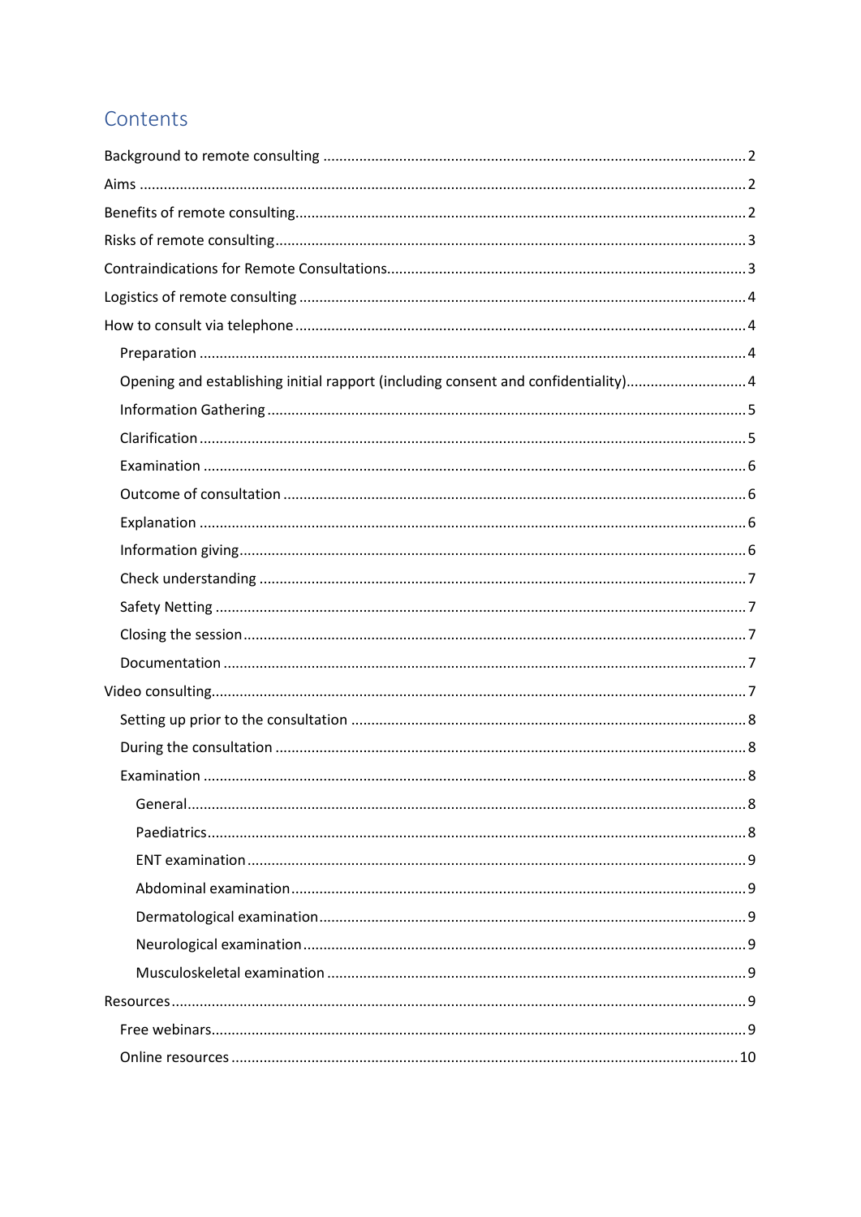# Contents

- Background to remote consulting .......... 2
- Aims .......... 2
- Benefits of remote consulting .......... 2
- Risks of remote consulting .......... 3
- Contraindications for Remote Consultations .......... 3
- Logistics of remote consulting .......... 4
- How to consult via telephone .......... 4
  - Preparation .......... 4
  - Opening and establishing initial rapport (including consent and confidentiality) .......... 4
  - Information Gathering .......... 5
  - Clarification .......... 5
  - Examination .......... 6
  - Outcome of consultation .......... 6
  - Explanation .......... 6
  - Information giving .......... 6
  - Check understanding .......... 7
  - Safety Netting .......... 7
  - Closing the session .......... 7
  - Documentation .......... 7
- Video consulting .......... 7
  - Setting up prior to the consultation .......... 8
  - During the consultation .......... 8
  - Examination .......... 8
    - General .......... 8
    - Paediatrics .......... 8
    - ENT examination .......... 9
    - Abdominal examination .......... 9
    - Dermatological examination .......... 9
    - Neurological examination .......... 9
    - Musculoskeletal examination .......... 9
- Resources .......... 9
  - Free webinars .......... 9
  - Online resources .......... 10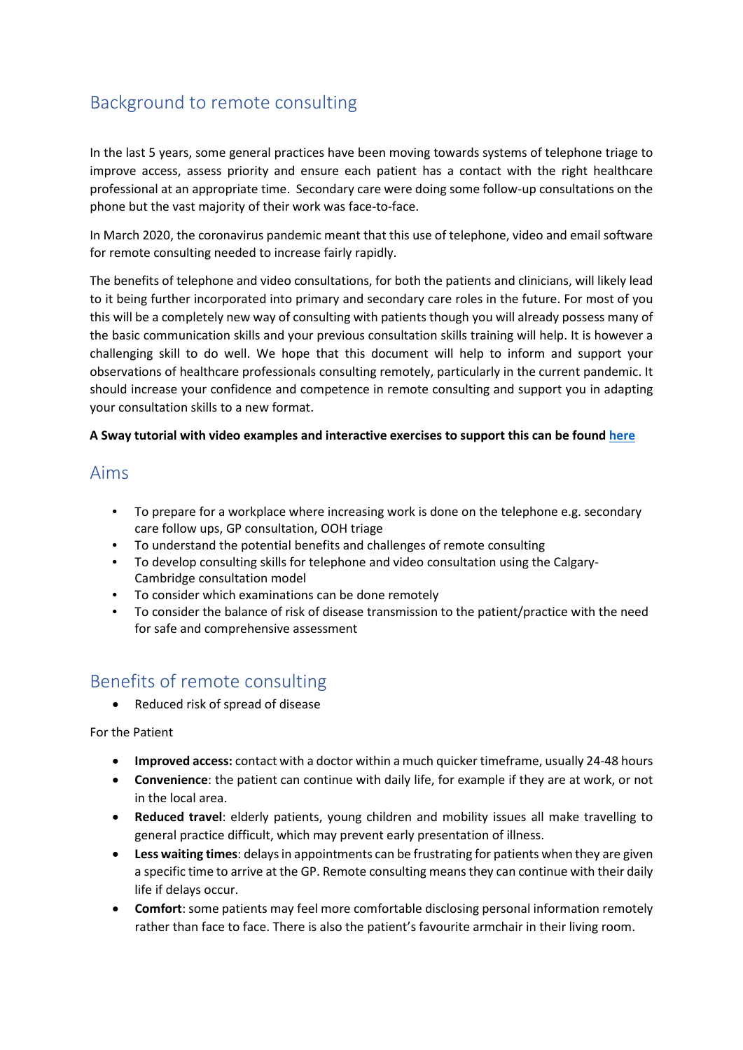## Background to remote consulting

In the last 5 years, some general practices have been moving towards systems of telephone triage to improve access, assess priority and ensure each patient has a contact with the right healthcare professional at an appropriate time. Secondary care were doing some follow-up consultations on the phone but the vast majority of their work was face-to-face.

In March 2020, the coronavirus pandemic meant that this use of telephone, video and email software for remote consulting needed to increase fairly rapidly.

The benefits of telephone and video consultations, for both the patients and clinicians, will likely lead to it being further incorporated into primary and secondary care roles in the future. For most of you this will be a completely new way of consulting with patients though you will already possess many of the basic communication skills and your previous consultation skills training will help. It is however a challenging skill to do well. We hope that this document will help to inform and support your observations of healthcare professionals consulting remotely, particularly in the current pandemic. It should increase your confidence and competence in remote consulting and support you in adapting your consultation skills to a new format.

**A Sway tutorial with video examples and interactive exercises to support this can be found here**

## Aims

- To prepare for a workplace where increasing work is done on the telephone e.g. secondary care follow ups, GP consultation, OOH triage
- To understand the potential benefits and challenges of remote consulting
- To develop consulting skills for telephone and video consultation using the Calgary-Cambridge consultation model
- To consider which examinations can be done remotely
- To consider the balance of risk of disease transmission to the patient/practice with the need for safe and comprehensive assessment

## Benefits of remote consulting

- Reduced risk of spread of disease

For the Patient

- **Improved access:** contact with a doctor within a much quicker timeframe, usually 24-48 hours
- **Convenience**: the patient can continue with daily life, for example if they are at work, or not in the local area.
- **Reduced travel**: elderly patients, young children and mobility issues all make travelling to general practice difficult, which may prevent early presentation of illness.
- **Less waiting times**: delays in appointments can be frustrating for patients when they are given a specific time to arrive at the GP. Remote consulting means they can continue with their daily life if delays occur.
- **Comfort**: some patients may feel more comfortable disclosing personal information remotely rather than face to face. There is also the patient's favourite armchair in their living room.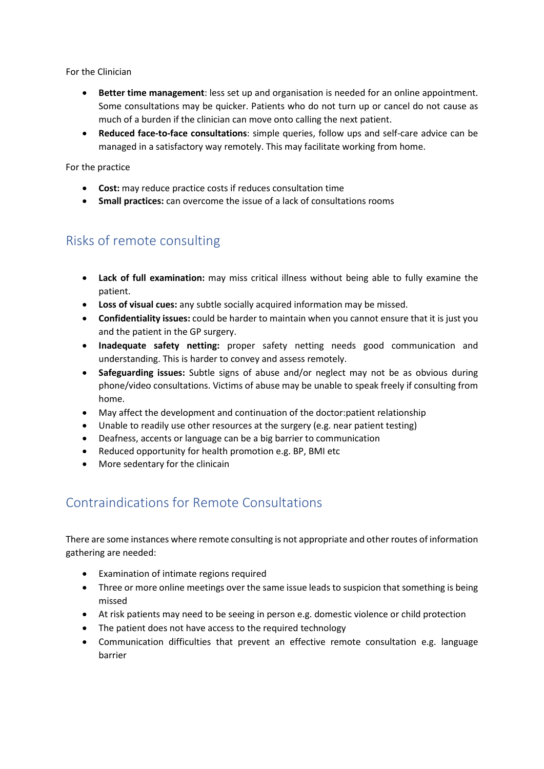For the Clinician

- **Better time management**: less set up and organisation is needed for an online appointment. Some consultations may be quicker. Patients who do not turn up or cancel do not cause as much of a burden if the clinician can move onto calling the next patient.
- **Reduced face-to-face consultations**: simple queries, follow ups and self-care advice can be managed in a satisfactory way remotely. This may facilitate working from home.

For the practice

- **Cost:** may reduce practice costs if reduces consultation time
- **Small practices:** can overcome the issue of a lack of consultations rooms

## Risks of remote consulting

- **Lack of full examination:** may miss critical illness without being able to fully examine the patient.
- **Loss of visual cues:** any subtle socially acquired information may be missed.
- **Confidentiality issues:** could be harder to maintain when you cannot ensure that it is just you and the patient in the GP surgery.
- **Inadequate safety netting:** proper safety netting needs good communication and understanding. This is harder to convey and assess remotely.
- **Safeguarding issues:** Subtle signs of abuse and/or neglect may not be as obvious during phone/video consultations. Victims of abuse may be unable to speak freely if consulting from home.
- May affect the development and continuation of the doctor:patient relationship
- Unable to readily use other resources at the surgery (e.g. near patient testing)
- Deafness, accents or language can be a big barrier to communication
- Reduced opportunity for health promotion e.g. BP, BMI etc
- More sedentary for the clinicain

## Contraindications for Remote Consultations

There are some instances where remote consulting is not appropriate and other routes of information gathering are needed:

- Examination of intimate regions required
- Three or more online meetings over the same issue leads to suspicion that something is being missed
- At risk patients may need to be seeing in person e.g. domestic violence or child protection
- The patient does not have access to the required technology
- Communication difficulties that prevent an effective remote consultation e.g. language barrier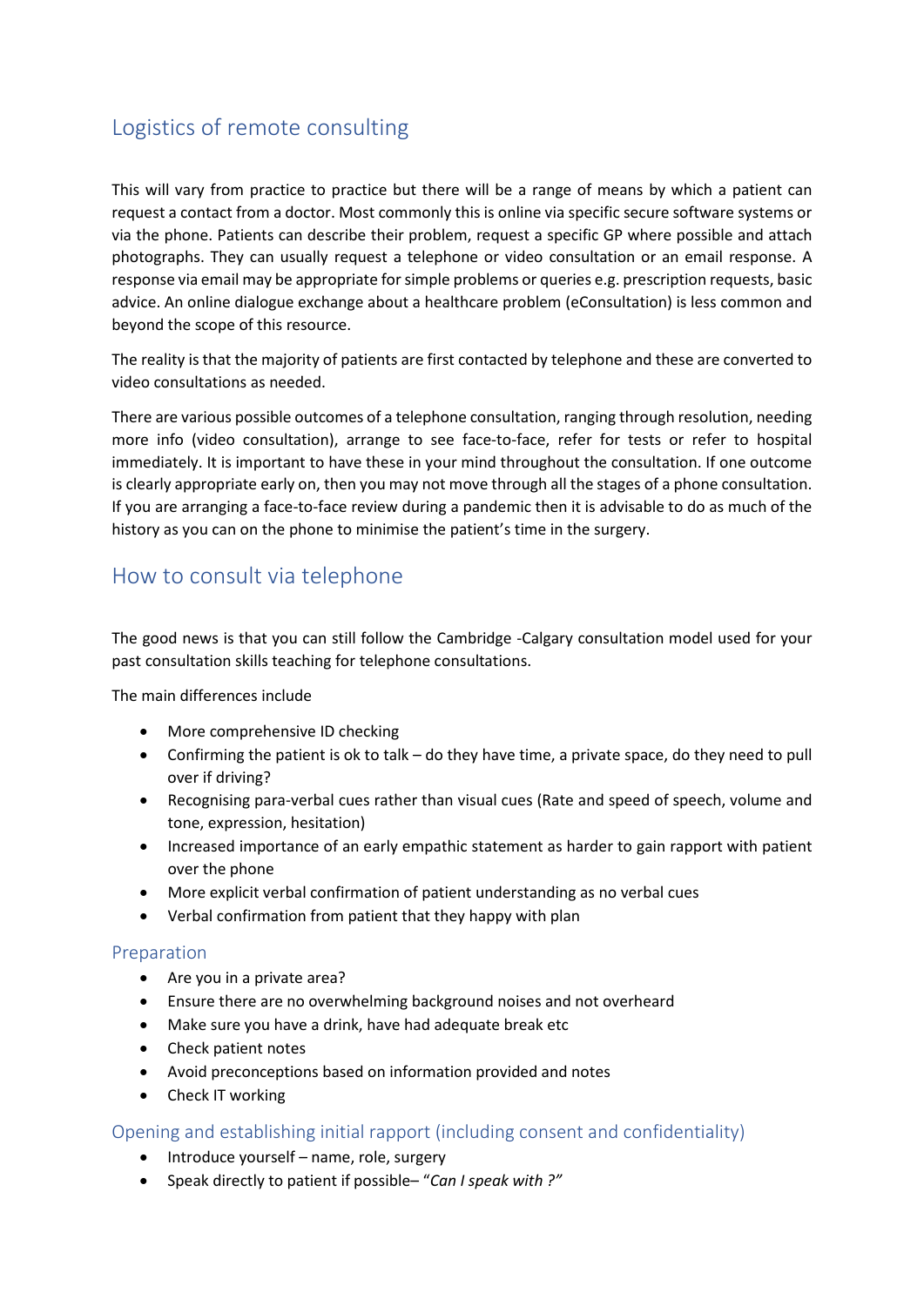## Logistics of remote consulting

This will vary from practice to practice but there will be a range of means by which a patient can request a contact from a doctor. Most commonly this is online via specific secure software systems or via the phone. Patients can describe their problem, request a specific GP where possible and attach photographs. They can usually request a telephone or video consultation or an email response. A response via email may be appropriate for simple problems or queries e.g. prescription requests, basic advice. An online dialogue exchange about a healthcare problem (eConsultation) is less common and beyond the scope of this resource.

The reality is that the majority of patients are first contacted by telephone and these are converted to video consultations as needed.

There are various possible outcomes of a telephone consultation, ranging through resolution, needing more info (video consultation), arrange to see face-to-face, refer for tests or refer to hospital immediately. It is important to have these in your mind throughout the consultation. If one outcome is clearly appropriate early on, then you may not move through all the stages of a phone consultation. If you are arranging a face-to-face review during a pandemic then it is advisable to do as much of the history as you can on the phone to minimise the patient's time in the surgery.

## How to consult via telephone

The good news is that you can still follow the Cambridge -Calgary consultation model used for your past consultation skills teaching for telephone consultations.

The main differences include

- More comprehensive ID checking
- Confirming the patient is ok to talk – do they have time, a private space, do they need to pull over if driving?
- Recognising para-verbal cues rather than visual cues (Rate and speed of speech, volume and tone, expression, hesitation)
- Increased importance of an early empathic statement as harder to gain rapport with patient over the phone
- More explicit verbal confirmation of patient understanding as no verbal cues
- Verbal confirmation from patient that they happy with plan

### Preparation

- Are you in a private area?
- Ensure there are no overwhelming background noises and not overheard
- Make sure you have a drink, have had adequate break etc
- Check patient notes
- Avoid preconceptions based on information provided and notes
- Check IT working

### Opening and establishing initial rapport (including consent and confidentiality)

- Introduce yourself – name, role, surgery
- Speak directly to patient if possible– "*Can I speak with ?*"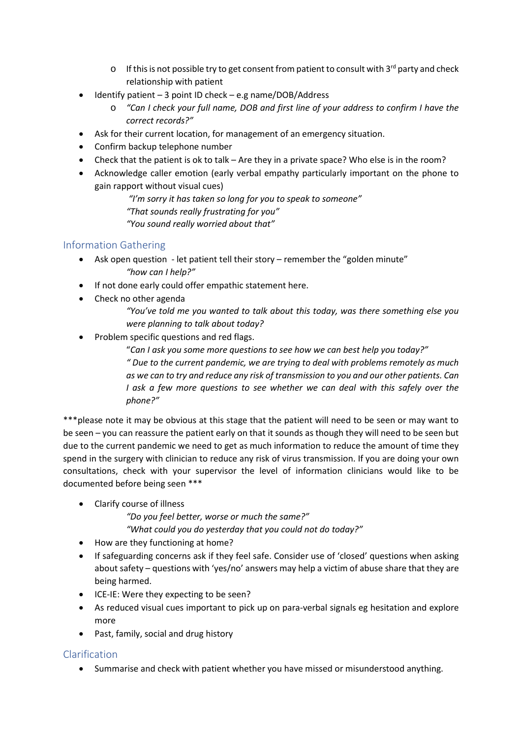- If this is not possible try to get consent from patient to consult with 3rd party and check relationship with patient
- Identify patient – 3 point ID check – e.g name/DOB/Address
    - *"Can I check your full name, DOB and first line of your address to confirm I have the correct records?"*
- Ask for their current location, for management of an emergency situation.
- Confirm backup telephone number
- Check that the patient is ok to talk – Are they in a private space? Who else is in the room?
- Acknowledge caller emotion (early verbal empathy particularly important on the phone to gain rapport without visual cues)

  *"I'm sorry it has taken so long for you to speak to someone"*
  *"That sounds really frustrating for you"*
  *"You sound really worried about that"*

## Information Gathering

- Ask open question - let patient tell their story – remember the "golden minute"

  *"how can I help?"*
- If not done early could offer empathic statement here.
- Check no other agenda

  *"You've told me you wanted to talk about this today, was there something else you were planning to talk about today?*
- Problem specific questions and red flags.

  "*Can I ask you some more questions to see how we can best help you today?"*
  *" Due to the current pandemic, we are trying to deal with problems remotely as much as we can to try and reduce any risk of transmission to you and our other patients. Can I ask a few more questions to see whether we can deal with this safely over the phone?"*

***please note it may be obvious at this stage that the patient will need to be seen or may want to be seen – you can reassure the patient early on that it sounds as though they will need to be seen but due to the current pandemic we need to get as much information to reduce the amount of time they spend in the surgery with clinician to reduce any risk of virus transmission. If you are doing your own consultations, check with your supervisor the level of information clinicians would like to be documented before being seen ***

- Clarify course of illness

  *"Do you feel better, worse or much the same?"*
  *"What could you do yesterday that you could not do today?"*
- How are they functioning at home?
- If safeguarding concerns ask if they feel safe. Consider use of 'closed' questions when asking about safety – questions with 'yes/no' answers may help a victim of abuse share that they are being harmed.
- ICE-IE: Were they expecting to be seen?
- As reduced visual cues important to pick up on para-verbal signals eg hesitation and explore more
- Past, family, social and drug history

## Clarification

- Summarise and check with patient whether you have missed or misunderstood anything.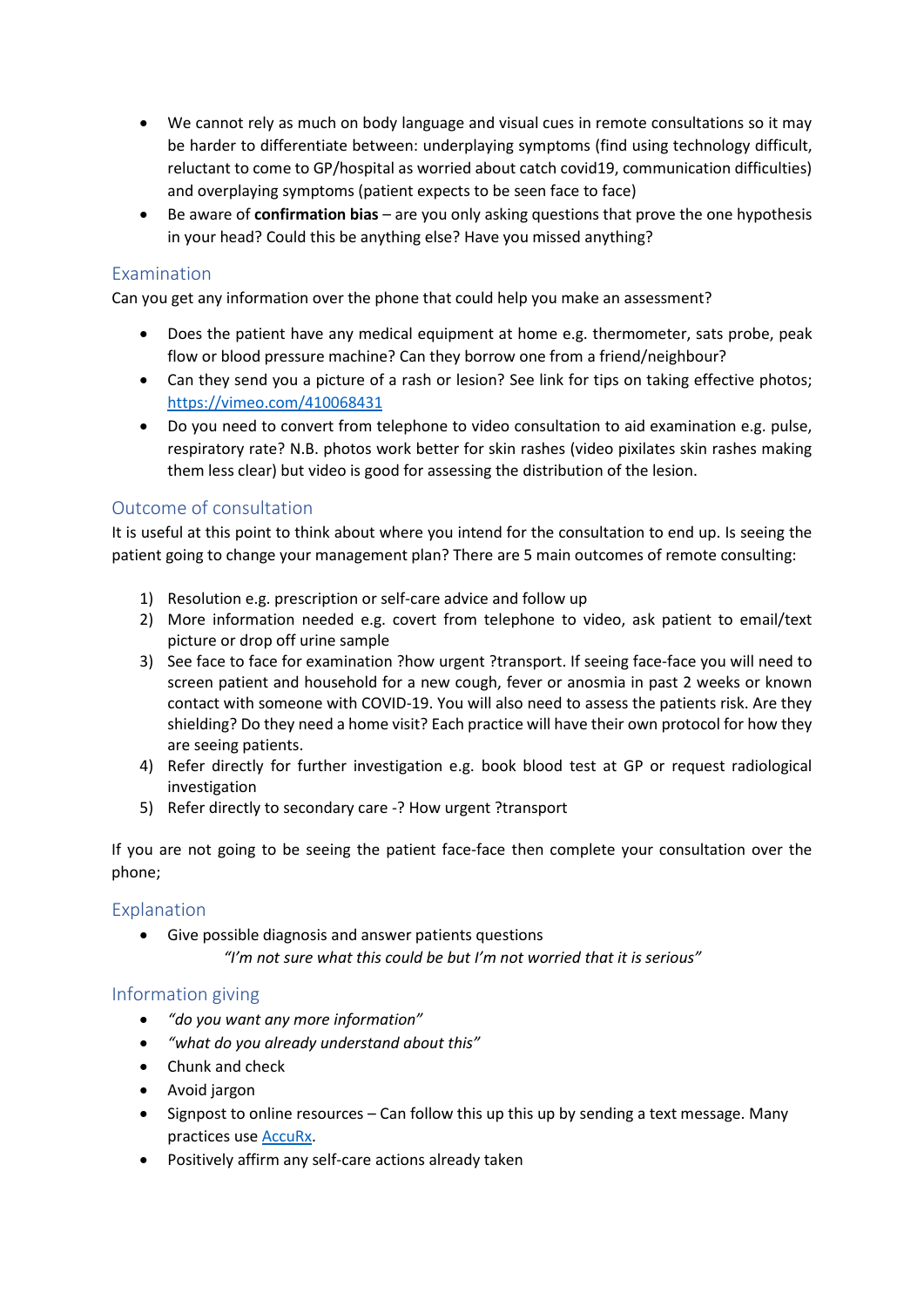- We cannot rely as much on body language and visual cues in remote consultations so it may be harder to differentiate between: underplaying symptoms (find using technology difficult, reluctant to come to GP/hospital as worried about catch covid19, communication difficulties) and overplaying symptoms (patient expects to be seen face to face)
- Be aware of **confirmation bias** – are you only asking questions that prove the one hypothesis in your head? Could this be anything else? Have you missed anything?

## Examination

Can you get any information over the phone that could help you make an assessment?

- Does the patient have any medical equipment at home e.g. thermometer, sats probe, peak flow or blood pressure machine? Can they borrow one from a friend/neighbour?
- Can they send you a picture of a rash or lesion? See link for tips on taking effective photos; [https://vimeo.com/410068431](https://vimeo.com/410068431)
- Do you need to convert from telephone to video consultation to aid examination e.g. pulse, respiratory rate? N.B. photos work better for skin rashes (video pixilates skin rashes making them less clear) but video is good for assessing the distribution of the lesion.

## Outcome of consultation

It is useful at this point to think about where you intend for the consultation to end up. Is seeing the patient going to change your management plan? There are 5 main outcomes of remote consulting:

1) Resolution e.g. prescription or self-care advice and follow up
2) More information needed e.g. covert from telephone to video, ask patient to email/text picture or drop off urine sample
3) See face to face for examination ?how urgent ?transport. If seeing face-face you will need to screen patient and household for a new cough, fever or anosmia in past 2 weeks or known contact with someone with COVID-19. You will also need to assess the patients risk. Are they shielding? Do they need a home visit? Each practice will have their own protocol for how they are seeing patients.
4) Refer directly for further investigation e.g. book blood test at GP or request radiological investigation
5) Refer directly to secondary care -? How urgent ?transport

If you are not going to be seeing the patient face-face then complete your consultation over the phone;

## Explanation

- Give possible diagnosis and answer patients questions

  *"I'm not sure what this could be but I'm not worried that it is serious"*

## Information giving

- *"do you want any more information"*
- *"what do you already understand about this"*
- Chunk and check
- Avoid jargon
- Signpost to online resources – Can follow this up this up by sending a text message. Many practices use [AccuRx](AccuRx).
- Positively affirm any self-care actions already taken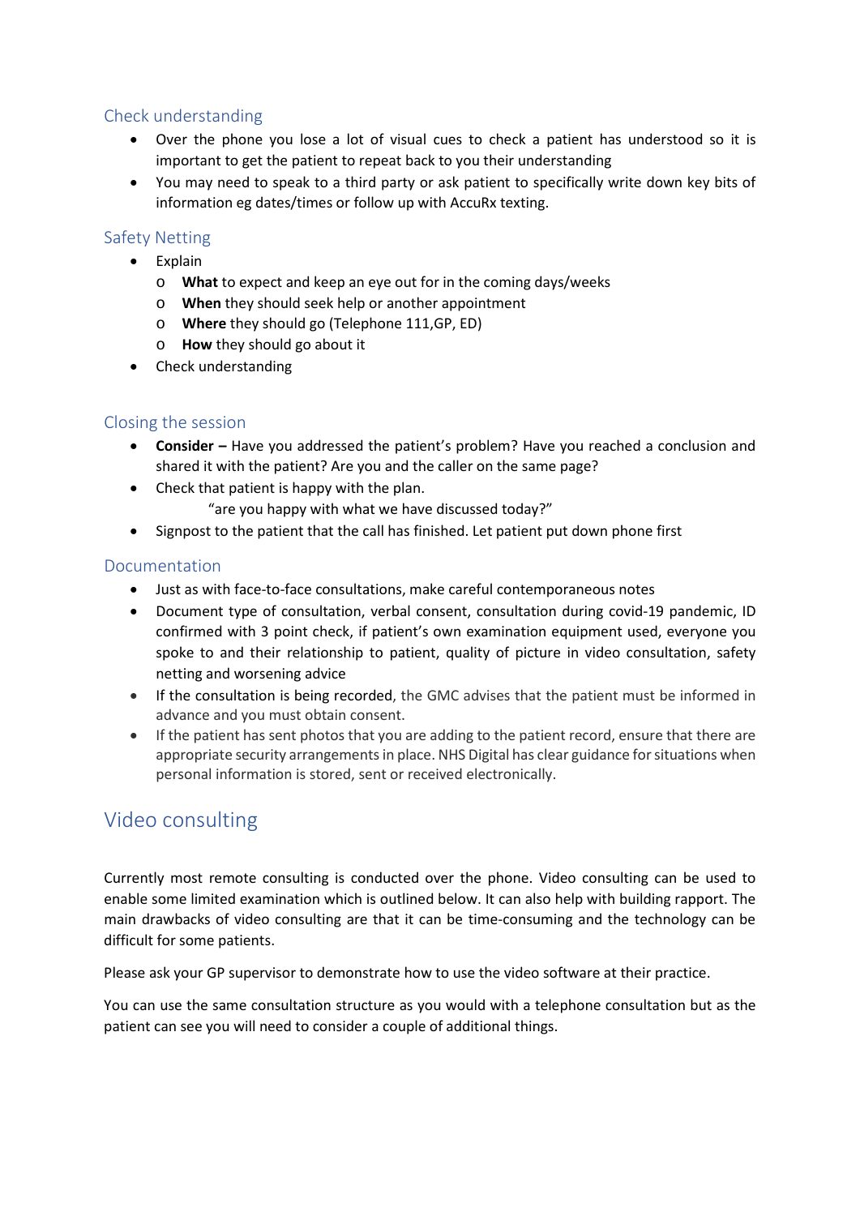### Check understanding

- Over the phone you lose a lot of visual cues to check a patient has understood so it is important to get the patient to repeat back to you their understanding
- You may need to speak to a third party or ask patient to specifically write down key bits of information eg dates/times or follow up with AccuRx texting.

### Safety Netting

- Explain
  - **What** to expect and keep an eye out for in the coming days/weeks
  - **When** they should seek help or another appointment
  - **Where** they should go (Telephone 111,GP, ED)
  - **How** they should go about it
- Check understanding

### Closing the session

- **Consider –** Have you addressed the patient's problem? Have you reached a conclusion and shared it with the patient? Are you and the caller on the same page?
- Check that patient is happy with the plan.

  "are you happy with what we have discussed today?"
- Signpost to the patient that the call has finished. Let patient put down phone first

### Documentation

- Just as with face-to-face consultations, make careful contemporaneous notes
- Document type of consultation, verbal consent, consultation during covid-19 pandemic, ID confirmed with 3 point check, if patient's own examination equipment used, everyone you spoke to and their relationship to patient, quality of picture in video consultation, safety netting and worsening advice
- If the consultation is being recorded, the GMC advises that the patient must be informed in advance and you must obtain consent.
- If the patient has sent photos that you are adding to the patient record, ensure that there are appropriate security arrangements in place. NHS Digital has clear guidance for situations when personal information is stored, sent or received electronically.

## Video consulting

Currently most remote consulting is conducted over the phone. Video consulting can be used to enable some limited examination which is outlined below. It can also help with building rapport. The main drawbacks of video consulting are that it can be time-consuming and the technology can be difficult for some patients.

Please ask your GP supervisor to demonstrate how to use the video software at their practice.

You can use the same consultation structure as you would with a telephone consultation but as the patient can see you will need to consider a couple of additional things.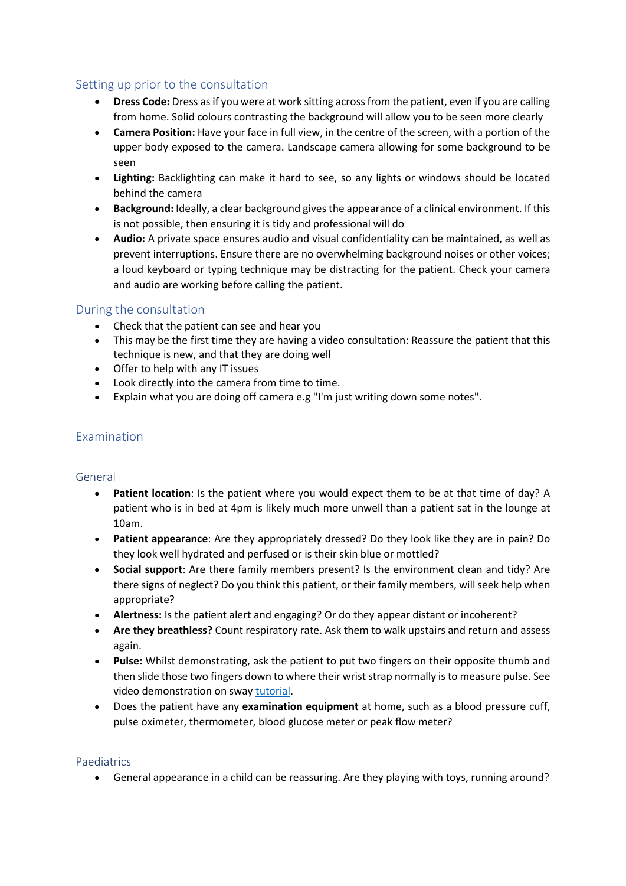## Setting up prior to the consultation

- **Dress Code:** Dress as if you were at work sitting across from the patient, even if you are calling from home. Solid colours contrasting the background will allow you to be seen more clearly
- **Camera Position:** Have your face in full view, in the centre of the screen, with a portion of the upper body exposed to the camera. Landscape camera allowing for some background to be seen
- **Lighting:** Backlighting can make it hard to see, so any lights or windows should be located behind the camera
- **Background:** Ideally, a clear background gives the appearance of a clinical environment. If this is not possible, then ensuring it is tidy and professional will do
- **Audio:** A private space ensures audio and visual confidentiality can be maintained, as well as prevent interruptions. Ensure there are no overwhelming background noises or other voices; a loud keyboard or typing technique may be distracting for the patient. Check your camera and audio are working before calling the patient.

## During the consultation

- Check that the patient can see and hear you
- This may be the first time they are having a video consultation: Reassure the patient that this technique is new, and that they are doing well
- Offer to help with any IT issues
- Look directly into the camera from time to time.
- Explain what you are doing off camera e.g "I'm just writing down some notes".

## Examination

### General

- **Patient location**: Is the patient where you would expect them to be at that time of day? A patient who is in bed at 4pm is likely much more unwell than a patient sat in the lounge at 10am.
- **Patient appearance**: Are they appropriately dressed? Do they look like they are in pain? Do they look well hydrated and perfused or is their skin blue or mottled?
- **Social support**: Are there family members present? Is the environment clean and tidy? Are there signs of neglect? Do you think this patient, or their family members, will seek help when appropriate?
- **Alertness:** Is the patient alert and engaging? Or do they appear distant or incoherent?
- **Are they breathless?** Count respiratory rate. Ask them to walk upstairs and return and assess again.
- **Pulse:** Whilst demonstrating, ask the patient to put two fingers on their opposite thumb and then slide those two fingers down to where their wrist strap normally is to measure pulse. See video demonstration on sway tutorial.
- Does the patient have any **examination equipment** at home, such as a blood pressure cuff, pulse oximeter, thermometer, blood glucose meter or peak flow meter?

### Paediatrics

- General appearance in a child can be reassuring. Are they playing with toys, running around?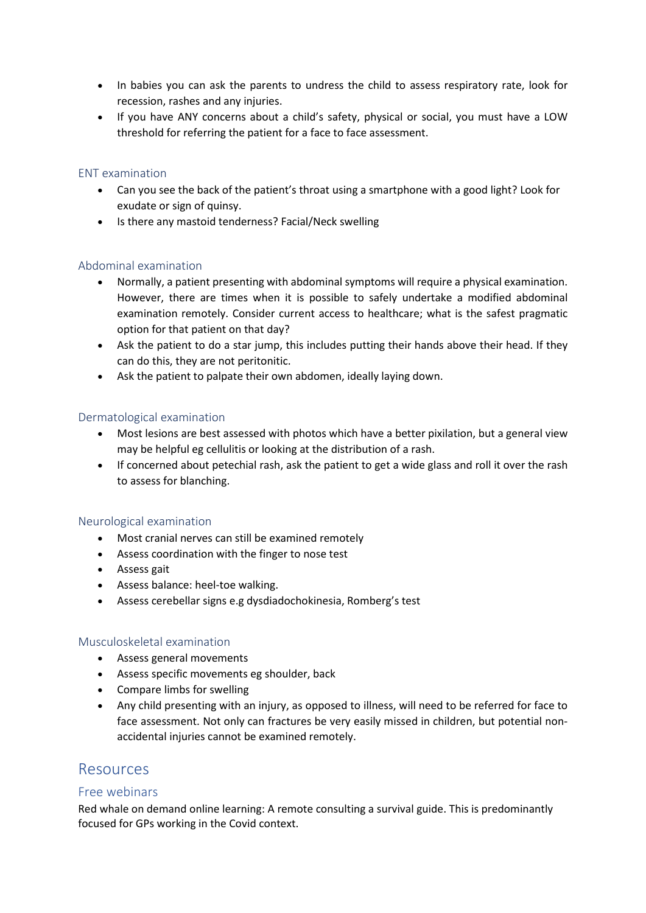- In babies you can ask the parents to undress the child to assess respiratory rate, look for recession, rashes and any injuries.
- If you have ANY concerns about a child's safety, physical or social, you must have a LOW threshold for referring the patient for a face to face assessment.

### ENT examination

- Can you see the back of the patient's throat using a smartphone with a good light? Look for exudate or sign of quinsy.
- Is there any mastoid tenderness? Facial/Neck swelling

### Abdominal examination

- Normally, a patient presenting with abdominal symptoms will require a physical examination. However, there are times when it is possible to safely undertake a modified abdominal examination remotely. Consider current access to healthcare; what is the safest pragmatic option for that patient on that day?
- Ask the patient to do a star jump, this includes putting their hands above their head. If they can do this, they are not peritonitic.
- Ask the patient to palpate their own abdomen, ideally laying down.

### Dermatological examination

- Most lesions are best assessed with photos which have a better pixilation, but a general view may be helpful eg cellulitis or looking at the distribution of a rash.
- If concerned about petechial rash, ask the patient to get a wide glass and roll it over the rash to assess for blanching.

### Neurological examination

- Most cranial nerves can still be examined remotely
- Assess coordination with the finger to nose test
- Assess gait
- Assess balance: heel-toe walking.
- Assess cerebellar signs e.g dysdiadochokinesia, Romberg's test

### Musculoskeletal examination

- Assess general movements
- Assess specific movements eg shoulder, back
- Compare limbs for swelling
- Any child presenting with an injury, as opposed to illness, will need to be referred for face to face assessment. Not only can fractures be very easily missed in children, but potential non-accidental injuries cannot be examined remotely.

## Resources

### Free webinars

Red whale on demand online learning: A remote consulting a survival guide. This is predominantly focused for GPs working in the Covid context.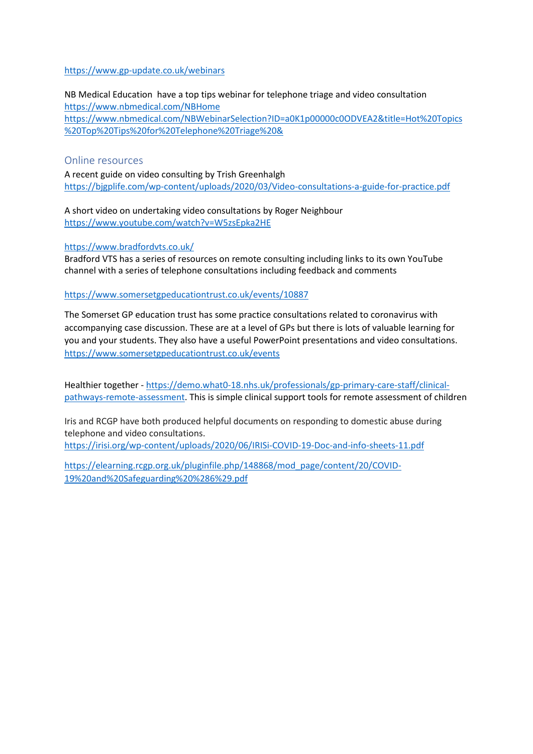https://www.gp-update.co.uk/webinars

NB Medical Education  have a top tips webinar for telephone triage and video consultation
https://www.nbmedical.com/NBHome
https://www.nbmedical.com/NBWebinarSelection?ID=a0K1p00000c0ODVEA2&title=Hot%20Topics%20Top%20Tips%20for%20Telephone%20Triage%20&

## Online resources

A recent guide on video consulting by Trish Greenhalgh
https://bjgplife.com/wp-content/uploads/2020/03/Video-consultations-a-guide-for-practice.pdf

A short video on undertaking video consultations by Roger Neighbour
https://www.youtube.com/watch?v=W5zsEpka2HE

https://www.bradfordvts.co.uk/
Bradford VTS has a series of resources on remote consulting including links to its own YouTube channel with a series of telephone consultations including feedback and comments

https://www.somersetgpeducationtrust.co.uk/events/10887

The Somerset GP education trust has some practice consultations related to coronavirus with accompanying case discussion. These are at a level of GPs but there is lots of valuable learning for you and your students. They also have a useful PowerPoint presentations and video consultations.
https://www.somersetgpeducationtrust.co.uk/events

Healthier together - https://demo.what0-18.nhs.uk/professionals/gp-primary-care-staff/clinical-pathways-remote-assessment. This is simple clinical support tools for remote assessment of children

Iris and RCGP have both produced helpful documents on responding to domestic abuse during telephone and video consultations.
https://irisi.org/wp-content/uploads/2020/06/IRISi-COVID-19-Doc-and-info-sheets-11.pdf

https://elearning.rcgp.org.uk/pluginfile.php/148868/mod_page/content/20/COVID-19%20and%20Safeguarding%20%286%29.pdf